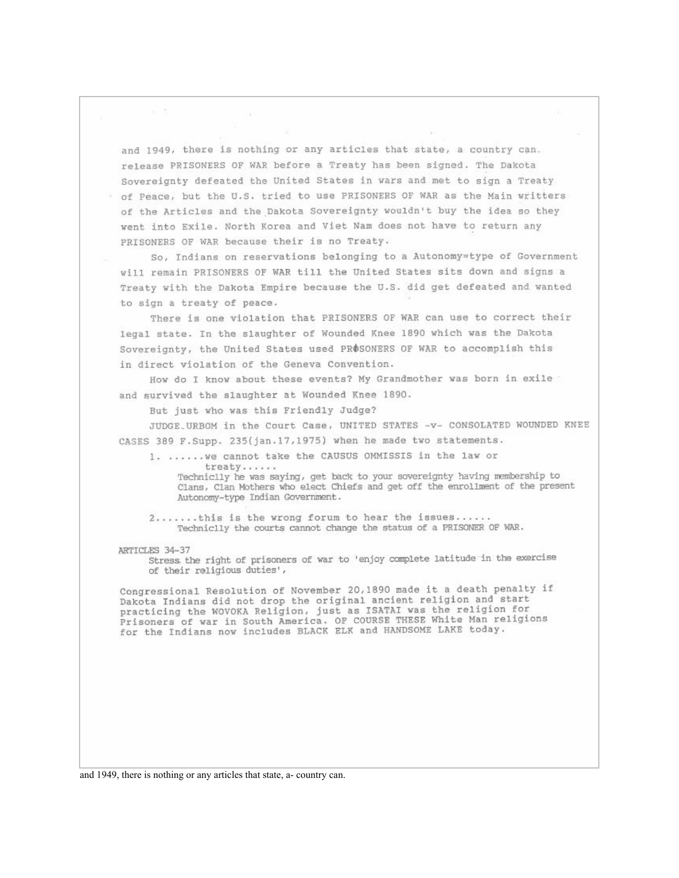and 1949, there is nothing or any articles that state, a country can release PRISONERS OF WAR before a Treaty has been signed. The Dakota Sovereignty defeated the United States in wars and met to sign a Treaty of Peace, but the U.S. tried to use PRISONERS OF WAR as the Main writters of the Articles and the Dakota Sovereignty wouldn't buy the idea so they went into Exile. North Korea and Viet Nam does not have to return any PRISONERS OF WAR because their is no Treaty.

So, Indians on reservations belonging to a Autonomy=type of Government will remain PRISONERS OF WAR till the United States sits down and signs a Treaty with the Dakota Empire because the U.S. did get defeated and wanted to sign a treaty of peace.

There is one violation that PRISONERS OF WAR can use to correct their legal state. In the slaughter of Wounded Knee 1890 which was the Dakota Sovereignty, the United States used PRØSONERS OF WAR to accomplish this in direct violation of the Geneva Convention.

How do I know about these events? My Grandmother was born in exile and survived the slaughter at Wounded Knee 1890.

But just who was this Friendly Judge?

JUDGE_URBOM in the Court Case, UNITED STATES -v- CONSOLATED WOUNDED KNEE CASES 389 F.Supp. 235(jan.17,1975) when he made two statements.

1. ......we cannot take the CAUSUS OMMISSIS in the law or treaty......
   Techniclly he was saying, get back to your sovereignty having membership to Clans, Clan Mothers who elect Chiefs and get off the enrollment of the present Autonomy-type Indian Government.

2.......this is the wrong forum to hear the issues......
   Techniclly the courts cannot change the status of a PRISONER OF WAR.

ARTICLES 34-37
Stress the right of prisoners of war to 'enjoy complete latitude in the exercise of their religious duties',

Congressional Resolution of November 20,1890 made it a death penalty if Dakota Indians did not drop the original ancient religion and start practicing the WOVOKA Religion, just as ISATAI was the religion for Prisoners of war in South America. OF COURSE THESE White Man religions for the Indians now includes BLACK ELK and HANDSOME LAKE today.

and 1949, there is nothing or any articles that state, a- country can.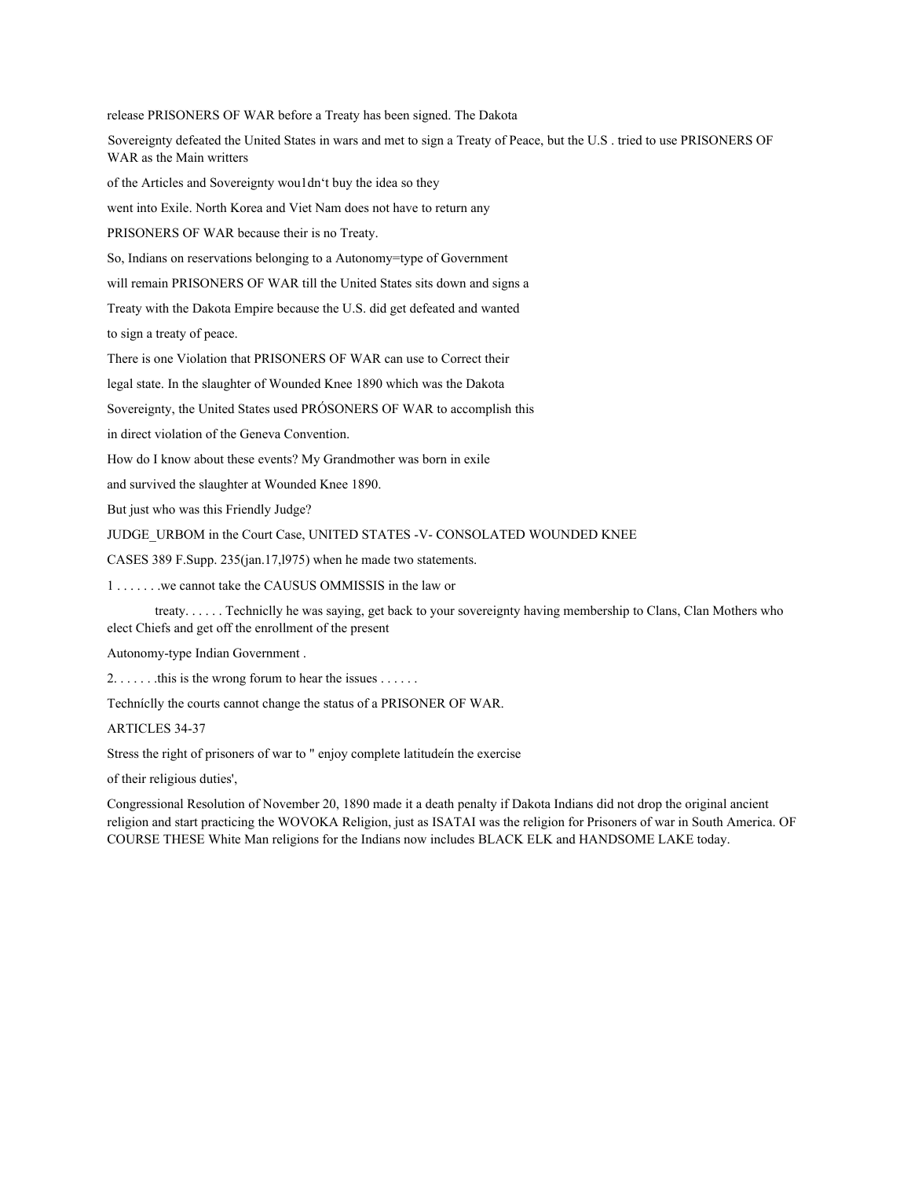release PRISONERS OF WAR before a Treaty has been signed. The Dakota

Sovereignty defeated the United States in wars and met to sign a Treaty of Peace, but the U.S . tried to use PRISONERS OF WAR as the Main writters

of the Articles and Sovereignty wou1dn't buy the idea so they

went into Exile. North Korea and Viet Nam does not have to return any

PRISONERS OF WAR because their is no Treaty.

So, Indians on reservations belonging to a Autonomy=type of Government

will remain PRISONERS OF WAR till the United States sits down and signs a

Treaty with the Dakota Empire because the U.S. did get defeated and wanted

to sign a treaty of peace.

There is one Violation that PRISONERS OF WAR can use to Correct their

legal state. In the slaughter of Wounded Knee 1890 which was the Dakota

Sovereignty, the United States used PRÓSONERS OF WAR to accomplish this

in direct violation of the Geneva Convention.

How do I know about these events? My Grandmother was born in exile

and survived the slaughter at Wounded Knee 1890.

But just who was this Friendly Judge?

JUDGE_URBOM in the Court Case, UNITED STATES -V- CONSOLATED WOUNDED KNEE

CASES 389 F.Supp. 235(jan.17,l975) when he made two statements.

1 . . . . . . .we cannot take the CAUSUS OMMISSIS in the law or

treaty. . . . . . Techniclly he was saying, get back to your sovereignty having membership to Clans, Clan Mothers who elect Chiefs and get off the enrollment of the present

Autonomy-type Indian Government .

2. . . . . . .this is the wrong forum to hear the issues . . . . . .

Techníclly the courts cannot change the status of a PRISONER OF WAR.

ARTICLES 34-37

Stress the right of prisoners of war to " enjoy complete latitudeín the exercise

of their religious duties',

Congressional Resolution of November 20, 1890 made it a death penalty if Dakota Indians did not drop the original ancient religion and start practicing the WOVOKA Religion, just as ISATAI was the religion for Prisoners of war in South America. OF COURSE THESE White Man religions for the Indians now includes BLACK ELK and HANDSOME LAKE today.